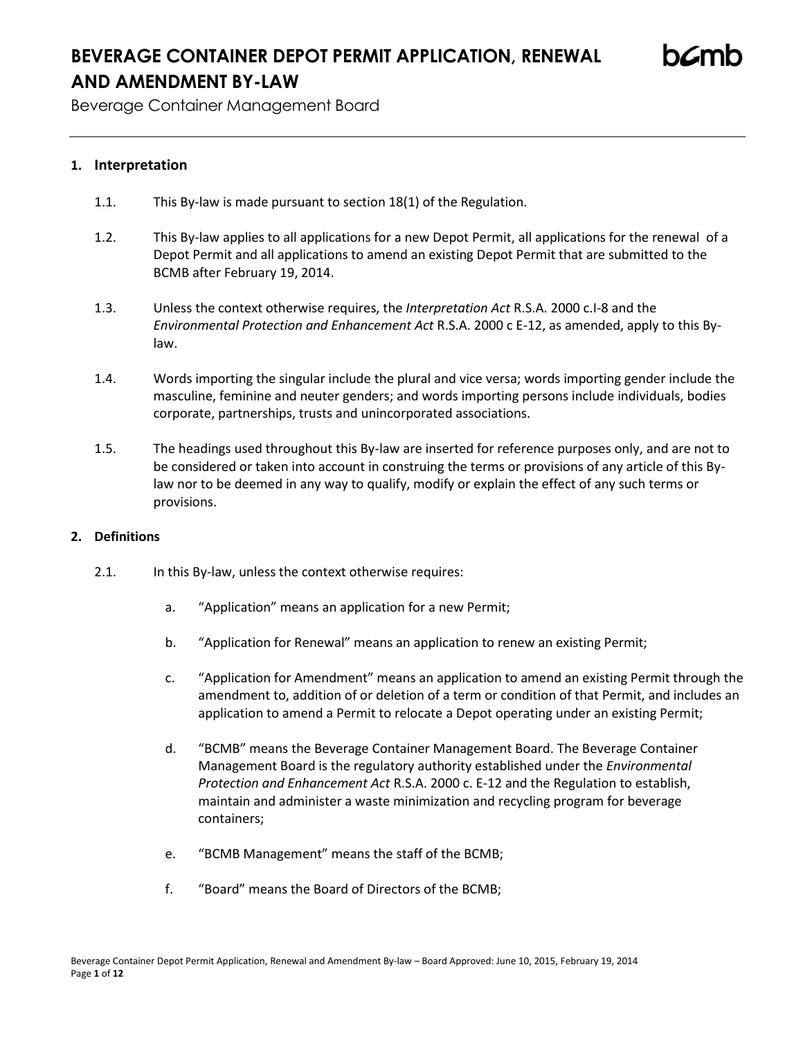# BEVERAGE CONTAINER DEPOT PERMIT APPLICATION, RENEWAL AND AMENDMENT BY-LAW

Beverage Container Management Board

## 1. Interpretation

1.1. This By-law is made pursuant to section 18(1) of the Regulation.

1.2. This By-law applies to all applications for a new Depot Permit, all applications for the renewal of a Depot Permit and all applications to amend an existing Depot Permit that are submitted to the BCMB after February 19, 2014.

1.3. Unless the context otherwise requires, the *Interpretation Act* R.S.A. 2000 c.I-8 and the *Environmental Protection and Enhancement Act* R.S.A. 2000 c E-12, as amended, apply to this By-law.

1.4. Words importing the singular include the plural and vice versa; words importing gender include the masculine, feminine and neuter genders; and words importing persons include individuals, bodies corporate, partnerships, trusts and unincorporated associations.

1.5. The headings used throughout this By-law are inserted for reference purposes only, and are not to be considered or taken into account in construing the terms or provisions of any article of this By-law nor to be deemed in any way to qualify, modify or explain the effect of any such terms or provisions.

## 2. Definitions

2.1. In this By-law, unless the context otherwise requires:

a. "Application" means an application for a new Permit;

b. "Application for Renewal" means an application to renew an existing Permit;

c. "Application for Amendment" means an application to amend an existing Permit through the amendment to, addition of or deletion of a term or condition of that Permit, and includes an application to amend a Permit to relocate a Depot operating under an existing Permit;

d. "BCMB" means the Beverage Container Management Board. The Beverage Container Management Board is the regulatory authority established under the *Environmental Protection and Enhancement Act* R.S.A. 2000 c. E-12 and the Regulation to establish, maintain and administer a waste minimization and recycling program for beverage containers;

e. "BCMB Management" means the staff of the BCMB;

f. "Board" means the Board of Directors of the BCMB;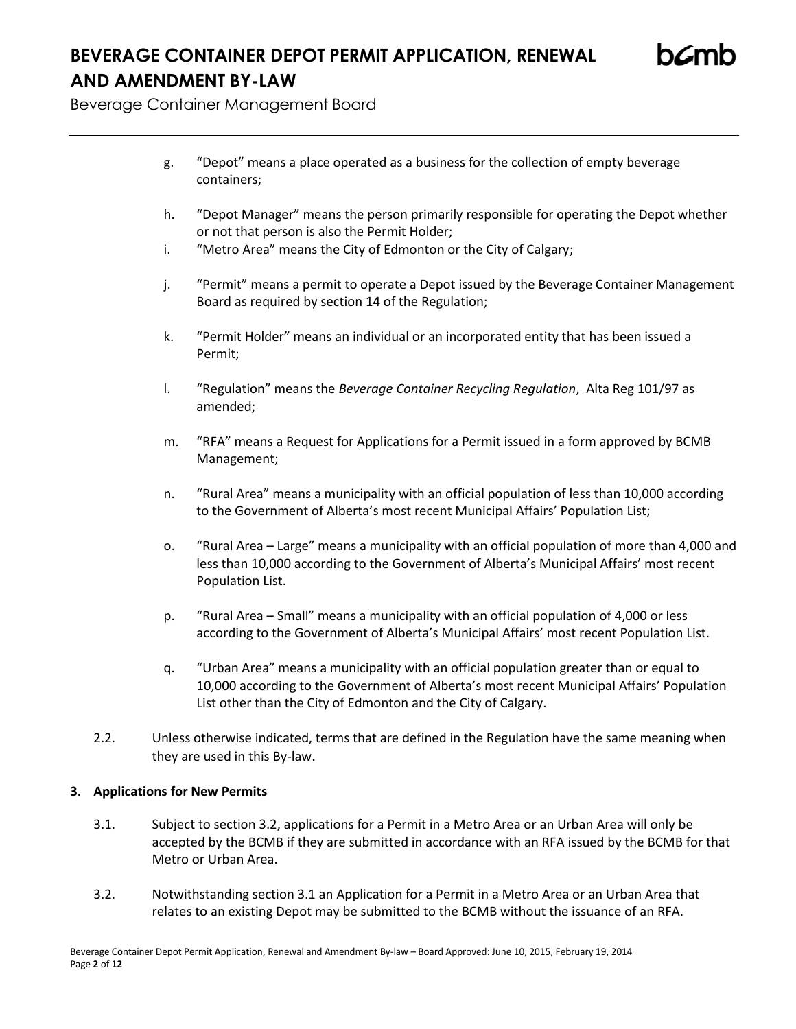g. “Depot” means a place operated as a business for the collection of empty beverage containers;

h. “Depot Manager” means the person primarily responsible for operating the Depot whether or not that person is also the Permit Holder;

i. “Metro Area” means the City of Edmonton or the City of Calgary;

j. “Permit” means a permit to operate a Depot issued by the Beverage Container Management Board as required by section 14 of the Regulation;

k. “Permit Holder” means an individual or an incorporated entity that has been issued a Permit;

l. “Regulation” means the *Beverage Container Recycling Regulation*, Alta Reg 101/97 as amended;

m. “RFA” means a Request for Applications for a Permit issued in a form approved by BCMB Management;

n. “Rural Area” means a municipality with an official population of less than 10,000 according to the Government of Alberta’s most recent Municipal Affairs’ Population List;

o. “Rural Area – Large” means a municipality with an official population of more than 4,000 and less than 10,000 according to the Government of Alberta’s Municipal Affairs’ most recent Population List.

p. “Rural Area – Small” means a municipality with an official population of 4,000 or less according to the Government of Alberta’s Municipal Affairs’ most recent Population List.

q. “Urban Area” means a municipality with an official population greater than or equal to 10,000 according to the Government of Alberta’s most recent Municipal Affairs’ Population List other than the City of Edmonton and the City of Calgary.

2.2. Unless otherwise indicated, terms that are defined in the Regulation have the same meaning when they are used in this By-law.

## 3. Applications for New Permits

3.1. Subject to section 3.2, applications for a Permit in a Metro Area or an Urban Area will only be accepted by the BCMB if they are submitted in accordance with an RFA issued by the BCMB for that Metro or Urban Area.

3.2. Notwithstanding section 3.1 an Application for a Permit in a Metro Area or an Urban Area that relates to an existing Depot may be submitted to the BCMB without the issuance of an RFA.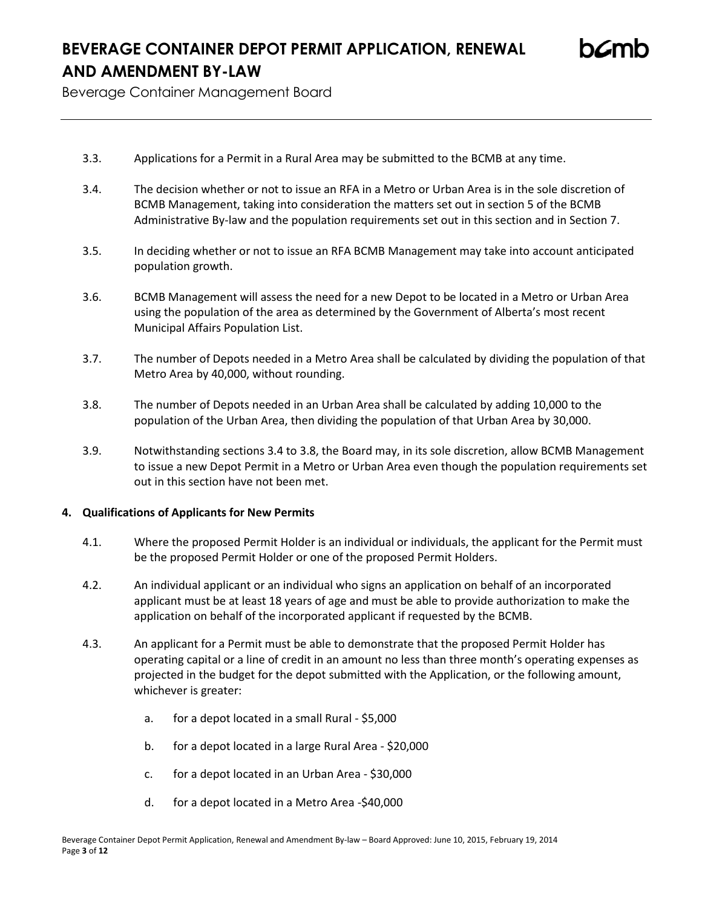3.3. Applications for a Permit in a Rural Area may be submitted to the BCMB at any time.

3.4. The decision whether or not to issue an RFA in a Metro or Urban Area is in the sole discretion of BCMB Management, taking into consideration the matters set out in section 5 of the BCMB Administrative By-law and the population requirements set out in this section and in Section 7.

3.5. In deciding whether or not to issue an RFA BCMB Management may take into account anticipated population growth.

3.6. BCMB Management will assess the need for a new Depot to be located in a Metro or Urban Area using the population of the area as determined by the Government of Alberta's most recent Municipal Affairs Population List.

3.7. The number of Depots needed in a Metro Area shall be calculated by dividing the population of that Metro Area by 40,000, without rounding.

3.8. The number of Depots needed in an Urban Area shall be calculated by adding 10,000 to the population of the Urban Area, then dividing the population of that Urban Area by 30,000.

3.9. Notwithstanding sections 3.4 to 3.8, the Board may, in its sole discretion, allow BCMB Management to issue a new Depot Permit in a Metro or Urban Area even though the population requirements set out in this section have not been met.

## 4. Qualifications of Applicants for New Permits

4.1. Where the proposed Permit Holder is an individual or individuals, the applicant for the Permit must be the proposed Permit Holder or one of the proposed Permit Holders.

4.2. An individual applicant or an individual who signs an application on behalf of an incorporated applicant must be at least 18 years of age and must be able to provide authorization to make the application on behalf of the incorporated applicant if requested by the BCMB.

4.3. An applicant for a Permit must be able to demonstrate that the proposed Permit Holder has operating capital or a line of credit in an amount no less than three month's operating expenses as projected in the budget for the depot submitted with the Application, or the following amount, whichever is greater:

   a. for a depot located in a small Rural - $5,000

   b. for a depot located in a large Rural Area - $20,000

   c. for a depot located in an Urban Area - $30,000

   d. for a depot located in a Metro Area -$40,000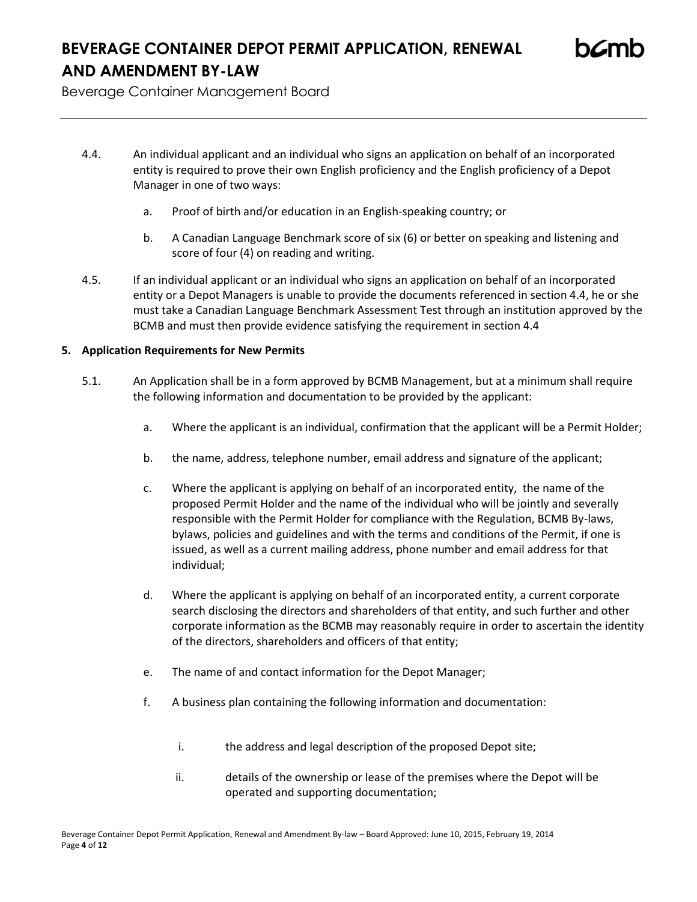4.4. An individual applicant and an individual who signs an application on behalf of an incorporated entity is required to prove their own English proficiency and the English proficiency of a Depot Manager in one of two ways:

   a. Proof of birth and/or education in an English-speaking country; or

   b. A Canadian Language Benchmark score of six (6) or better on speaking and listening and score of four (4) on reading and writing.

4.5. If an individual applicant or an individual who signs an application on behalf of an incorporated entity or a Depot Managers is unable to provide the documents referenced in section 4.4, he or she must take a Canadian Language Benchmark Assessment Test through an institution approved by the BCMB and must then provide evidence satisfying the requirement in section 4.4

**5. Application Requirements for New Permits**

5.1. An Application shall be in a form approved by BCMB Management, but at a minimum shall require the following information and documentation to be provided by the applicant:

   a. Where the applicant is an individual, confirmation that the applicant will be a Permit Holder;

   b. the name, address, telephone number, email address and signature of the applicant;

   c. Where the applicant is applying on behalf of an incorporated entity, the name of the proposed Permit Holder and the name of the individual who will be jointly and severally responsible with the Permit Holder for compliance with the Regulation, BCMB By-laws, bylaws, policies and guidelines and with the terms and conditions of the Permit, if one is issued, as well as a current mailing address, phone number and email address for that individual;

   d. Where the applicant is applying on behalf of an incorporated entity, a current corporate search disclosing the directors and shareholders of that entity, and such further and other corporate information as the BCMB may reasonably require in order to ascertain the identity of the directors, shareholders and officers of that entity;

   e. The name of and contact information for the Depot Manager;

   f. A business plan containing the following information and documentation:

      i. the address and legal description of the proposed Depot site;

      ii. details of the ownership or lease of the premises where the Depot will be operated and supporting documentation;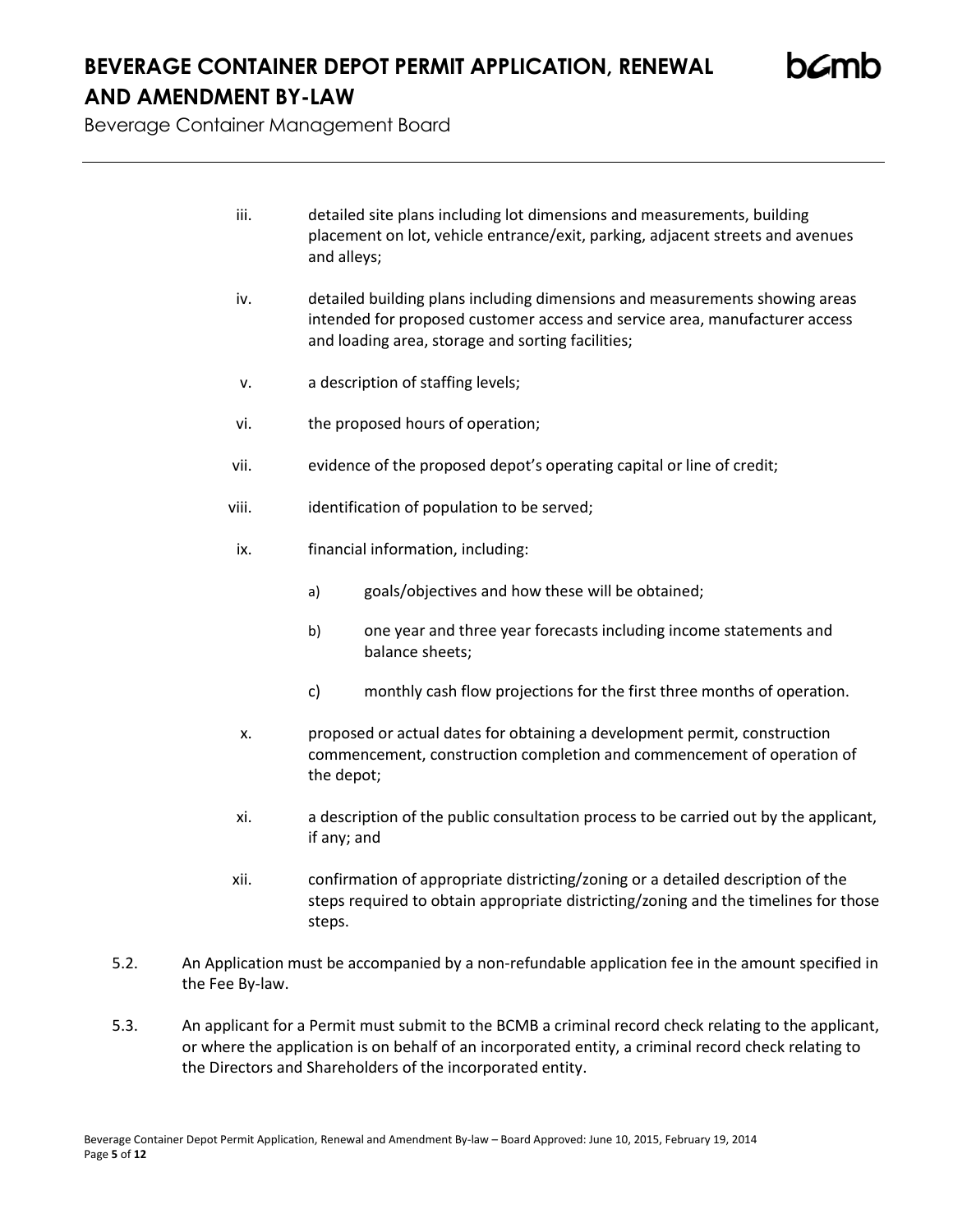iii. detailed site plans including lot dimensions and measurements, building placement on lot, vehicle entrance/exit, parking, adjacent streets and avenues and alleys;

iv. detailed building plans including dimensions and measurements showing areas intended for proposed customer access and service area, manufacturer access and loading area, storage and sorting facilities;

v. a description of staffing levels;

vi. the proposed hours of operation;

vii. evidence of the proposed depot's operating capital or line of credit;

viii. identification of population to be served;

ix. financial information, including:

   a) goals/objectives and how these will be obtained;

   b) one year and three year forecasts including income statements and balance sheets;

   c) monthly cash flow projections for the first three months of operation.

x. proposed or actual dates for obtaining a development permit, construction commencement, construction completion and commencement of operation of the depot;

xi. a description of the public consultation process to be carried out by the applicant, if any; and

xii. confirmation of appropriate districting/zoning or a detailed description of the steps required to obtain appropriate districting/zoning and the timelines for those steps.

5.2. An Application must be accompanied by a non-refundable application fee in the amount specified in the Fee By-law.

5.3. An applicant for a Permit must submit to the BCMB a criminal record check relating to the applicant, or where the application is on behalf of an incorporated entity, a criminal record check relating to the Directors and Shareholders of the incorporated entity.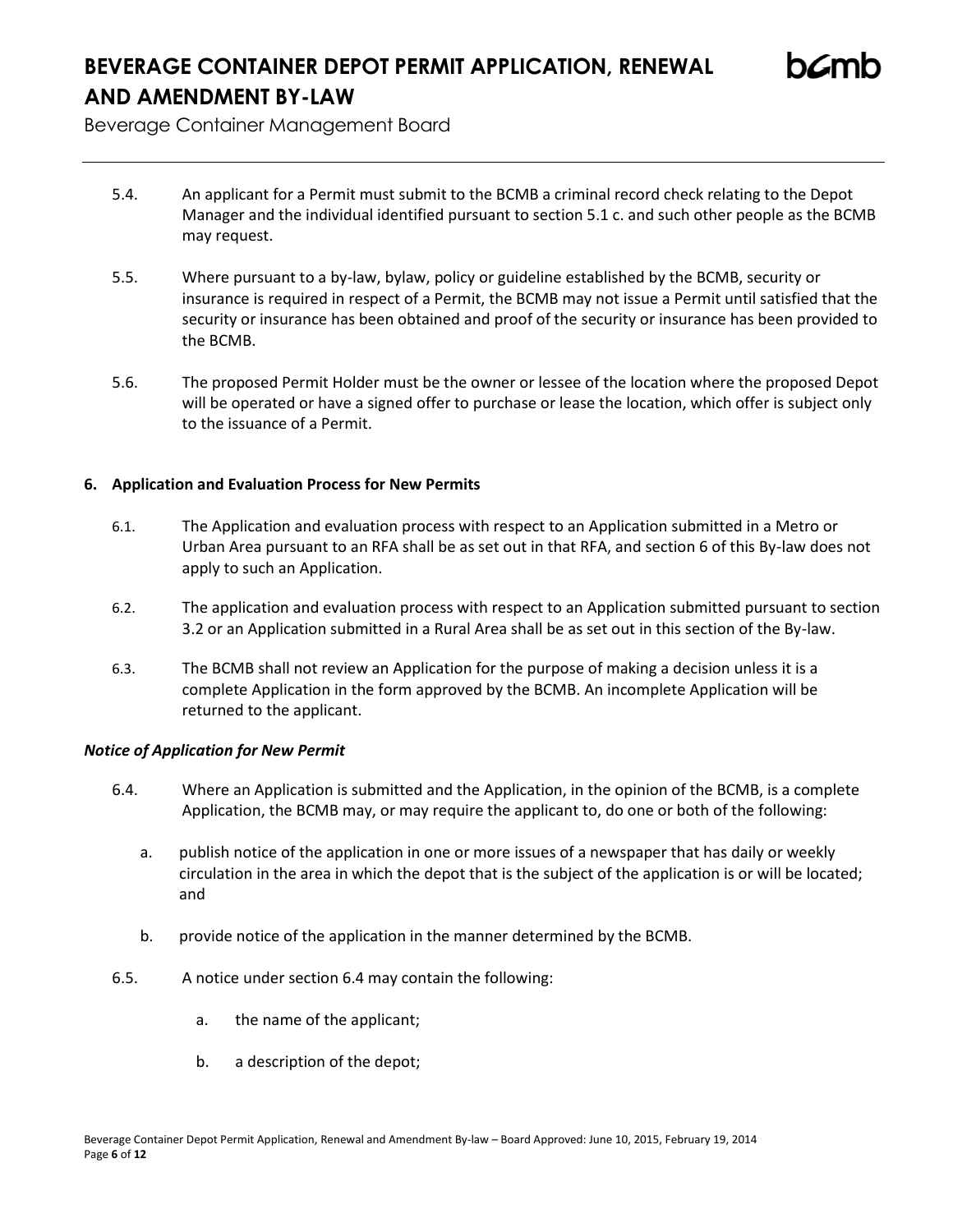5.4. An applicant for a Permit must submit to the BCMB a criminal record check relating to the Depot Manager and the individual identified pursuant to section 5.1 c. and such other people as the BCMB may request.

5.5. Where pursuant to a by-law, bylaw, policy or guideline established by the BCMB, security or insurance is required in respect of a Permit, the BCMB may not issue a Permit until satisfied that the security or insurance has been obtained and proof of the security or insurance has been provided to the BCMB.

5.6. The proposed Permit Holder must be the owner or lessee of the location where the proposed Depot will be operated or have a signed offer to purchase or lease the location, which offer is subject only to the issuance of a Permit.

## 6. Application and Evaluation Process for New Permits

6.1. The Application and evaluation process with respect to an Application submitted in a Metro or Urban Area pursuant to an RFA shall be as set out in that RFA, and section 6 of this By-law does not apply to such an Application.

6.2. The application and evaluation process with respect to an Application submitted pursuant to section 3.2 or an Application submitted in a Rural Area shall be as set out in this section of the By-law.

6.3. The BCMB shall not review an Application for the purpose of making a decision unless it is a complete Application in the form approved by the BCMB. An incomplete Application will be returned to the applicant.

### ***Notice of Application for New Permit***

6.4. Where an Application is submitted and the Application, in the opinion of the BCMB, is a complete Application, the BCMB may, or may require the applicant to, do one or both of the following:

a. publish notice of the application in one or more issues of a newspaper that has daily or weekly circulation in the area in which the depot that is the subject of the application is or will be located; and

b. provide notice of the application in the manner determined by the BCMB.

6.5. A notice under section 6.4 may contain the following:

a. the name of the applicant;

b. a description of the depot;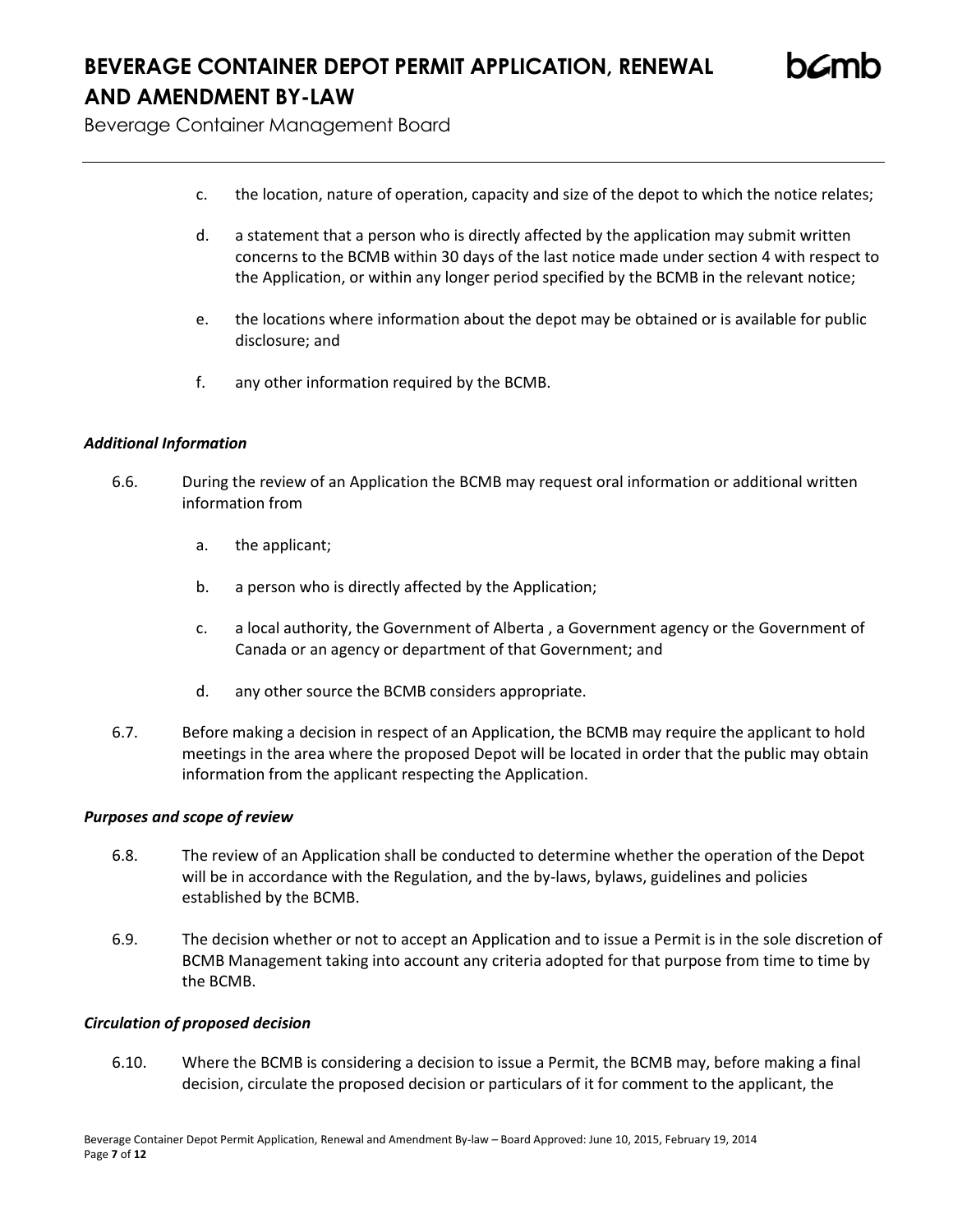c. the location, nature of operation, capacity and size of the depot to which the notice relates;

d. a statement that a person who is directly affected by the application may submit written concerns to the BCMB within 30 days of the last notice made under section 4 with respect to the Application, or within any longer period specified by the BCMB in the relevant notice;

e. the locations where information about the depot may be obtained or is available for public disclosure; and

f. any other information required by the BCMB.

***Additional Information***

6.6. During the review of an Application the BCMB may request oral information or additional written information from

a. the applicant;

b. a person who is directly affected by the Application;

c. a local authority, the Government of Alberta , a Government agency or the Government of Canada or an agency or department of that Government; and

d. any other source the BCMB considers appropriate.

6.7. Before making a decision in respect of an Application, the BCMB may require the applicant to hold meetings in the area where the proposed Depot will be located in order that the public may obtain information from the applicant respecting the Application.

***Purposes and scope of review***

6.8. The review of an Application shall be conducted to determine whether the operation of the Depot will be in accordance with the Regulation, and the by-laws, bylaws, guidelines and policies established by the BCMB.

6.9. The decision whether or not to accept an Application and to issue a Permit is in the sole discretion of BCMB Management taking into account any criteria adopted for that purpose from time to time by the BCMB.

***Circulation of proposed decision***

6.10. Where the BCMB is considering a decision to issue a Permit, the BCMB may, before making a final decision, circulate the proposed decision or particulars of it for comment to the applicant, the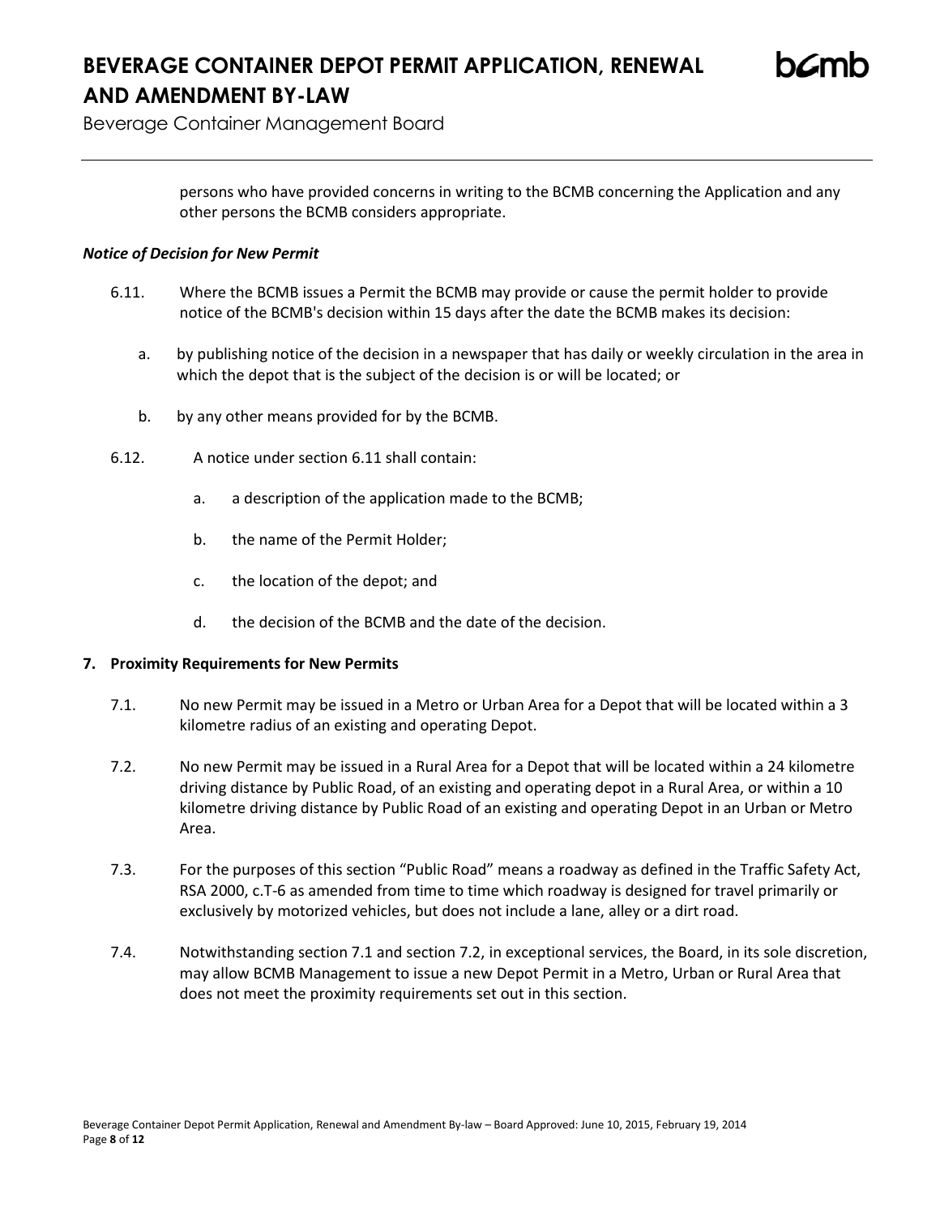persons who have provided concerns in writing to the BCMB concerning the Application and any other persons the BCMB considers appropriate.

***Notice of Decision for New Permit***

6.11. Where the BCMB issues a Permit the BCMB may provide or cause the permit holder to provide notice of the BCMB's decision within 15 days after the date the BCMB makes its decision:

a. by publishing notice of the decision in a newspaper that has daily or weekly circulation in the area in which the depot that is the subject of the decision is or will be located; or

b. by any other means provided for by the BCMB.

6.12. A notice under section 6.11 shall contain:

a. a description of the application made to the BCMB;

b. the name of the Permit Holder;

c. the location of the depot; and

d. the decision of the BCMB and the date of the decision.

**7. Proximity Requirements for New Permits**

7.1. No new Permit may be issued in a Metro or Urban Area for a Depot that will be located within a 3 kilometre radius of an existing and operating Depot.

7.2. No new Permit may be issued in a Rural Area for a Depot that will be located within a 24 kilometre driving distance by Public Road, of an existing and operating depot in a Rural Area, or within a 10 kilometre driving distance by Public Road of an existing and operating Depot in an Urban or Metro Area.

7.3. For the purposes of this section "Public Road" means a roadway as defined in the Traffic Safety Act, RSA 2000, c.T-6 as amended from time to time which roadway is designed for travel primarily or exclusively by motorized vehicles, but does not include a lane, alley or a dirt road.

7.4. Notwithstanding section 7.1 and section 7.2, in exceptional services, the Board, in its sole discretion, may allow BCMB Management to issue a new Depot Permit in a Metro, Urban or Rural Area that does not meet the proximity requirements set out in this section.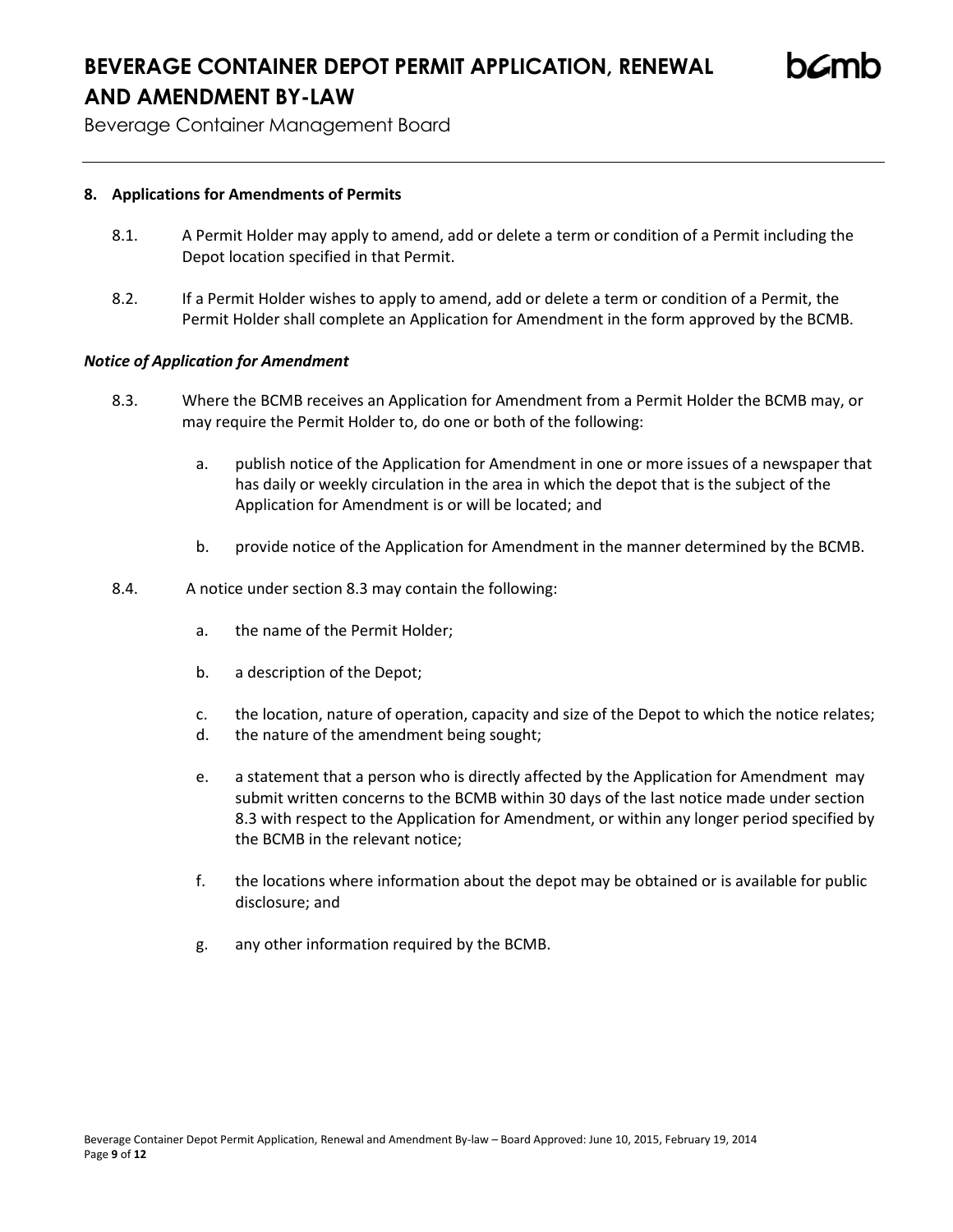**8. Applications for Amendments of Permits**

8.1. A Permit Holder may apply to amend, add or delete a term or condition of a Permit including the Depot location specified in that Permit.

8.2. If a Permit Holder wishes to apply to amend, add or delete a term or condition of a Permit, the Permit Holder shall complete an Application for Amendment in the form approved by the BCMB.

***Notice of Application for Amendment***

8.3. Where the BCMB receives an Application for Amendment from a Permit Holder the BCMB may, or may require the Permit Holder to, do one or both of the following:

a. publish notice of the Application for Amendment in one or more issues of a newspaper that has daily or weekly circulation in the area in which the depot that is the subject of the Application for Amendment is or will be located; and

b. provide notice of the Application for Amendment in the manner determined by the BCMB.

8.4. A notice under section 8.3 may contain the following:

a. the name of the Permit Holder;

b. a description of the Depot;

c. the location, nature of operation, capacity and size of the Depot to which the notice relates;

d. the nature of the amendment being sought;

e. a statement that a person who is directly affected by the Application for Amendment may submit written concerns to the BCMB within 30 days of the last notice made under section 8.3 with respect to the Application for Amendment, or within any longer period specified by the BCMB in the relevant notice;

f. the locations where information about the depot may be obtained or is available for public disclosure; and

g. any other information required by the BCMB.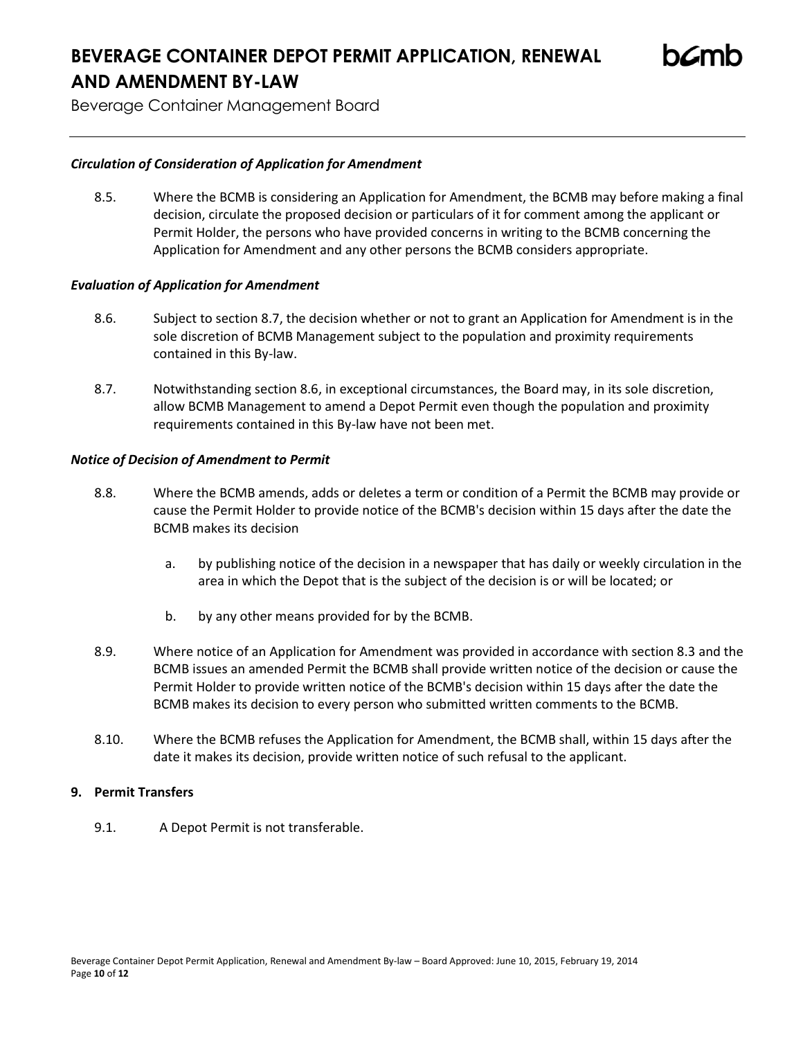***Circulation of Consideration of Application for Amendment***

8.5. Where the BCMB is considering an Application for Amendment, the BCMB may before making a final decision, circulate the proposed decision or particulars of it for comment among the applicant or Permit Holder, the persons who have provided concerns in writing to the BCMB concerning the Application for Amendment and any other persons the BCMB considers appropriate.

***Evaluation of Application for Amendment***

8.6. Subject to section 8.7, the decision whether or not to grant an Application for Amendment is in the sole discretion of BCMB Management subject to the population and proximity requirements contained in this By-law.

8.7. Notwithstanding section 8.6, in exceptional circumstances, the Board may, in its sole discretion, allow BCMB Management to amend a Depot Permit even though the population and proximity requirements contained in this By-law have not been met.

***Notice of Decision of Amendment to Permit***

8.8. Where the BCMB amends, adds or deletes a term or condition of a Permit the BCMB may provide or cause the Permit Holder to provide notice of the BCMB's decision within 15 days after the date the BCMB makes its decision

   a. by publishing notice of the decision in a newspaper that has daily or weekly circulation in the area in which the Depot that is the subject of the decision is or will be located; or

   b. by any other means provided for by the BCMB.

8.9. Where notice of an Application for Amendment was provided in accordance with section 8.3 and the BCMB issues an amended Permit the BCMB shall provide written notice of the decision or cause the Permit Holder to provide written notice of the BCMB's decision within 15 days after the date the BCMB makes its decision to every person who submitted written comments to the BCMB.

8.10. Where the BCMB refuses the Application for Amendment, the BCMB shall, within 15 days after the date it makes its decision, provide written notice of such refusal to the applicant.

**9. Permit Transfers**

9.1. A Depot Permit is not transferable.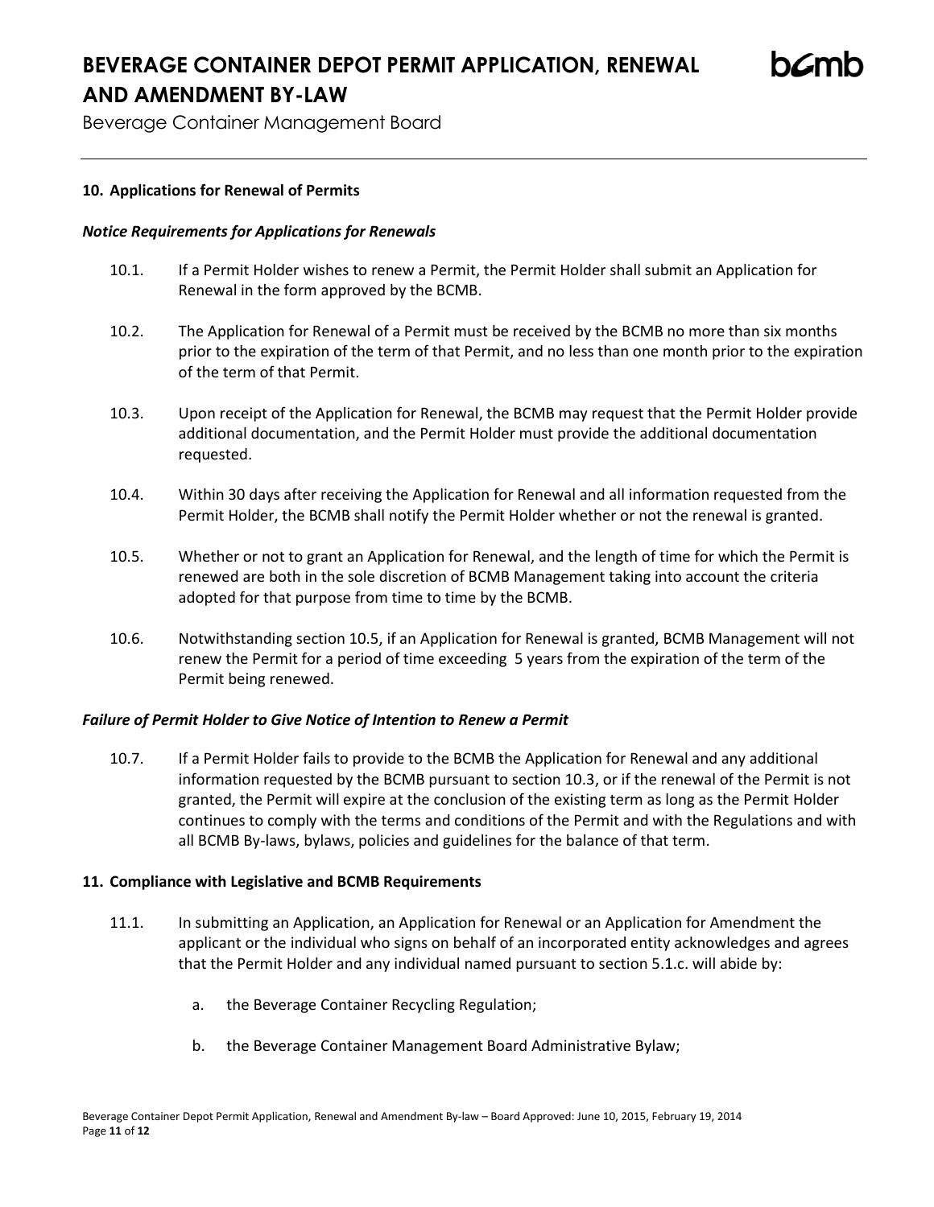## 10. Applications for Renewal of Permits

### *Notice Requirements for Applications for Renewals*

10.1. If a Permit Holder wishes to renew a Permit, the Permit Holder shall submit an Application for Renewal in the form approved by the BCMB.

10.2. The Application for Renewal of a Permit must be received by the BCMB no more than six months prior to the expiration of the term of that Permit, and no less than one month prior to the expiration of the term of that Permit.

10.3. Upon receipt of the Application for Renewal, the BCMB may request that the Permit Holder provide additional documentation, and the Permit Holder must provide the additional documentation requested.

10.4. Within 30 days after receiving the Application for Renewal and all information requested from the Permit Holder, the BCMB shall notify the Permit Holder whether or not the renewal is granted.

10.5. Whether or not to grant an Application for Renewal, and the length of time for which the Permit is renewed are both in the sole discretion of BCMB Management taking into account the criteria adopted for that purpose from time to time by the BCMB.

10.6. Notwithstanding section 10.5, if an Application for Renewal is granted, BCMB Management will not renew the Permit for a period of time exceeding 5 years from the expiration of the term of the Permit being renewed.

### *Failure of Permit Holder to Give Notice of Intention to Renew a Permit*

10.7. If a Permit Holder fails to provide to the BCMB the Application for Renewal and any additional information requested by the BCMB pursuant to section 10.3, or if the renewal of the Permit is not granted, the Permit will expire at the conclusion of the existing term as long as the Permit Holder continues to comply with the terms and conditions of the Permit and with the Regulations and with all BCMB By-laws, bylaws, policies and guidelines for the balance of that term.

## 11. Compliance with Legislative and BCMB Requirements

11.1. In submitting an Application, an Application for Renewal or an Application for Amendment the applicant or the individual who signs on behalf of an incorporated entity acknowledges and agrees that the Permit Holder and any individual named pursuant to section 5.1.c. will abide by:

a. the Beverage Container Recycling Regulation;

b. the Beverage Container Management Board Administrative Bylaw;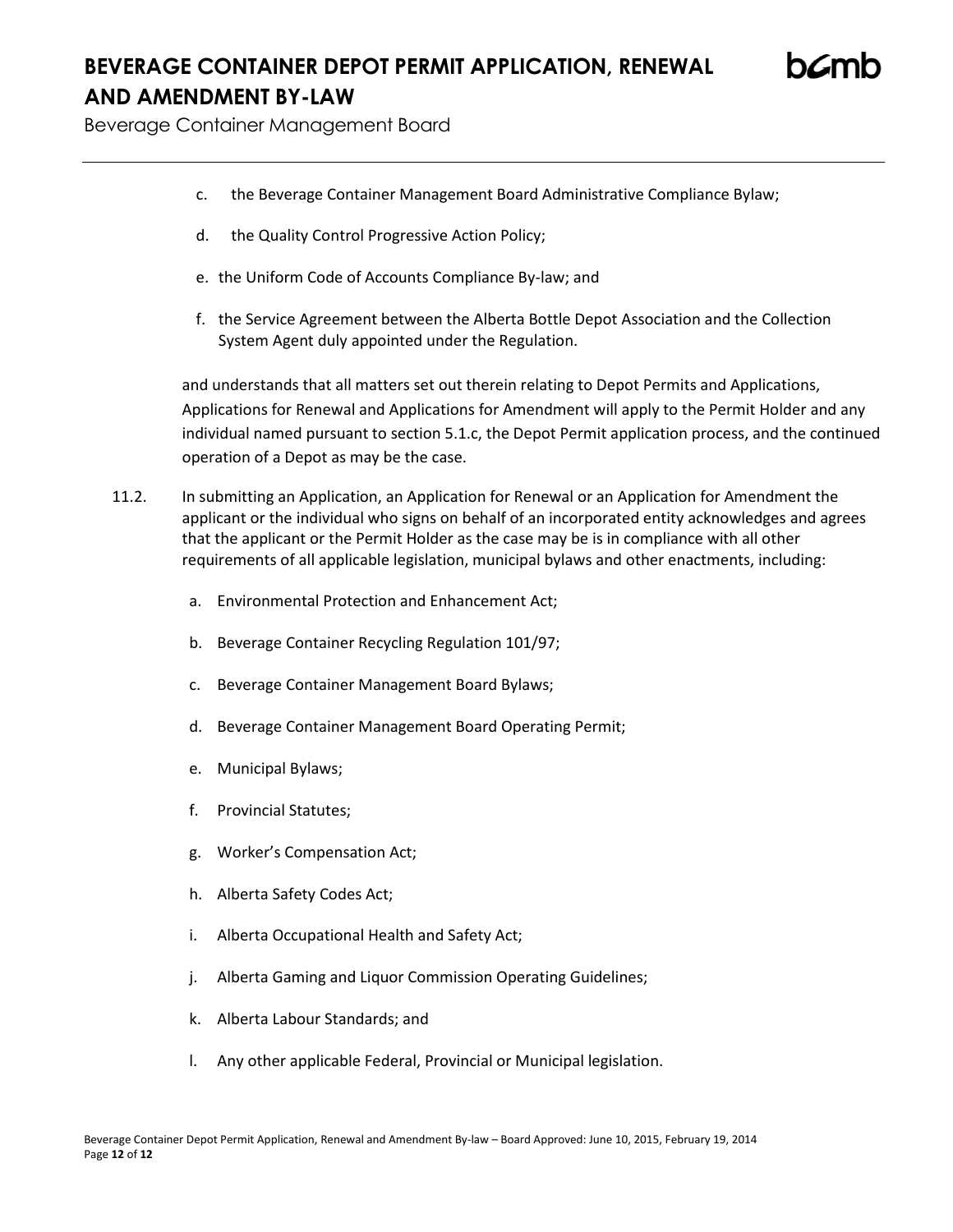c. the Beverage Container Management Board Administrative Compliance Bylaw;

d. the Quality Control Progressive Action Policy;

e. the Uniform Code of Accounts Compliance By-law; and

f. the Service Agreement between the Alberta Bottle Depot Association and the Collection System Agent duly appointed under the Regulation.

and understands that all matters set out therein relating to Depot Permits and Applications, Applications for Renewal and Applications for Amendment will apply to the Permit Holder and any individual named pursuant to section 5.1.c, the Depot Permit application process, and the continued operation of a Depot as may be the case.

11.2. In submitting an Application, an Application for Renewal or an Application for Amendment the applicant or the individual who signs on behalf of an incorporated entity acknowledges and agrees that the applicant or the Permit Holder as the case may be is in compliance with all other requirements of all applicable legislation, municipal bylaws and other enactments, including:

a. Environmental Protection and Enhancement Act;

b. Beverage Container Recycling Regulation 101/97;

c. Beverage Container Management Board Bylaws;

d. Beverage Container Management Board Operating Permit;

e. Municipal Bylaws;

f. Provincial Statutes;

g. Worker's Compensation Act;

h. Alberta Safety Codes Act;

i. Alberta Occupational Health and Safety Act;

j. Alberta Gaming and Liquor Commission Operating Guidelines;

k. Alberta Labour Standards; and

l. Any other applicable Federal, Provincial or Municipal legislation.